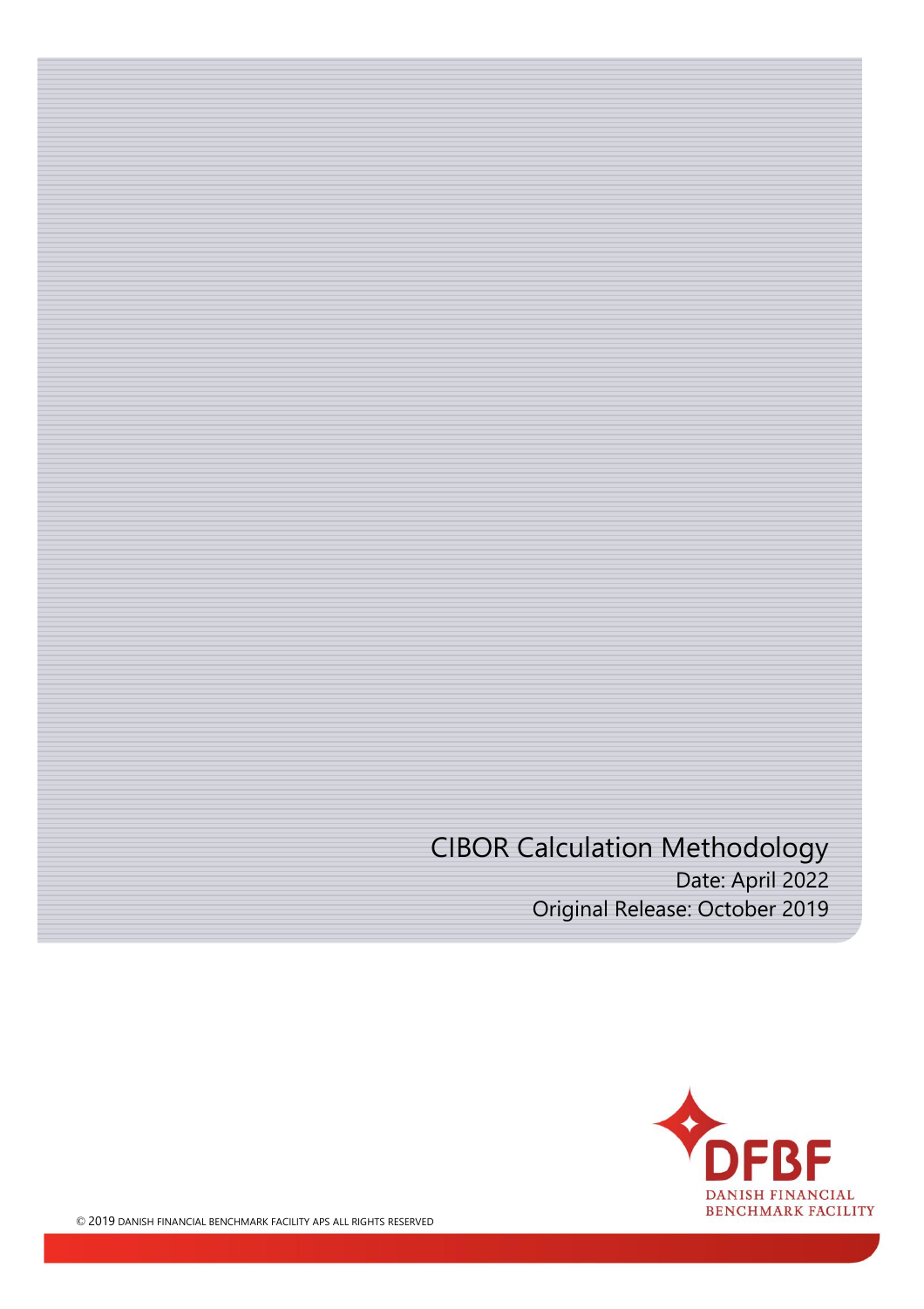# CIBOR Calculation Methodology

Date: April 2022

Original Release: October 2019

DFBF
DANISH FINANCIAL
BENCHMARK FACILITY

© 2019 DANISH FINANCIAL BENCHMARK FACILITY APS ALL RIGHTS RESERVED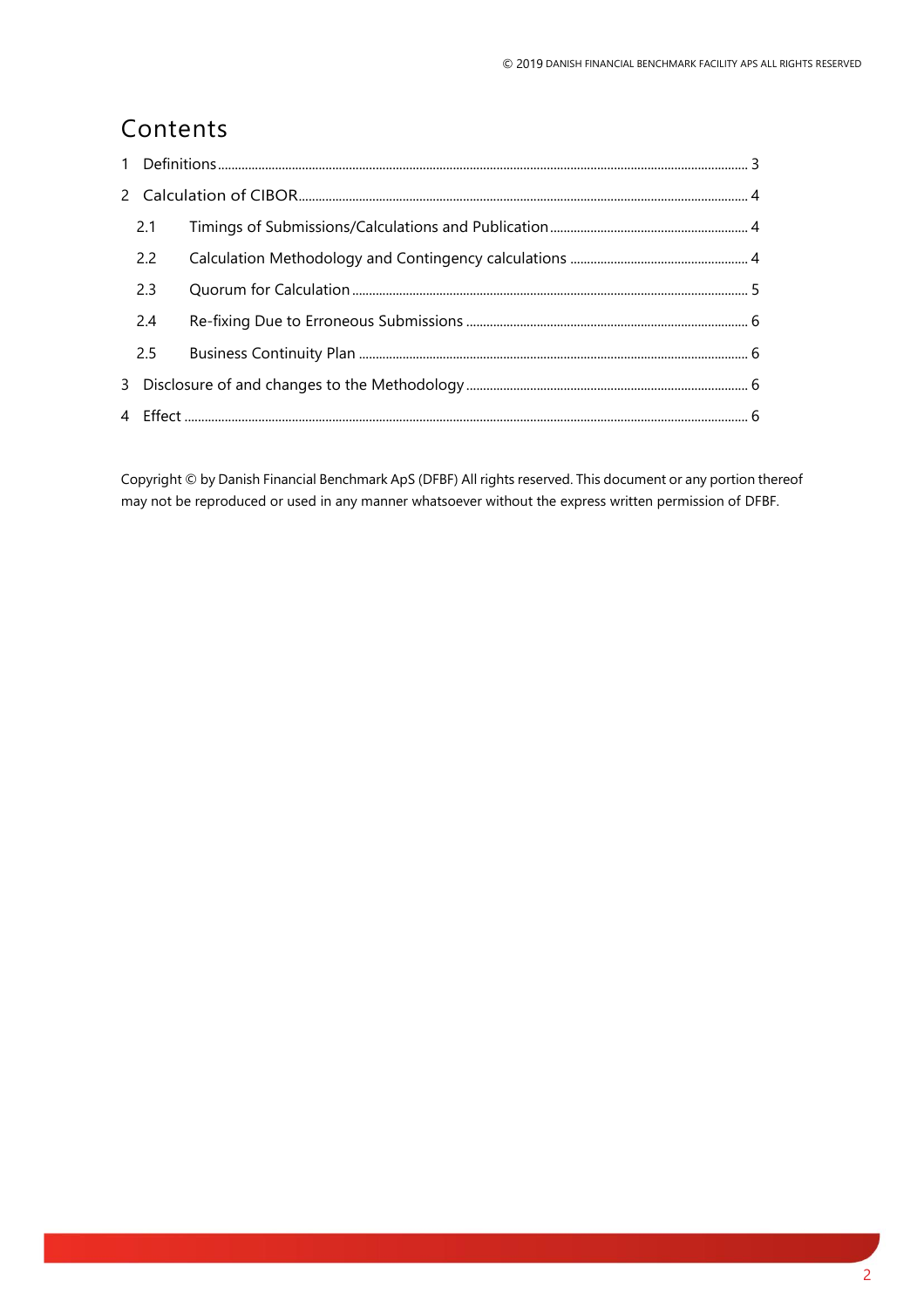# Contents

1 Definitions ........ 3

2 Calculation of CIBOR ........ 4

- 2.1 Timings of Submissions/Calculations and Publication ........ 4
- 2.2 Calculation Methodology and Contingency calculations ........ 4
- 2.3 Quorum for Calculation ........ 5
- 2.4 Re-fixing Due to Erroneous Submissions ........ 6
- 2.5 Business Continuity Plan ........ 6

3 Disclosure of and changes to the Methodology ........ 6

4 Effect ........ 6

Copyright © by Danish Financial Benchmark ApS (DFBF) All rights reserved. This document or any portion thereof may not be reproduced or used in any manner whatsoever without the express written permission of DFBF.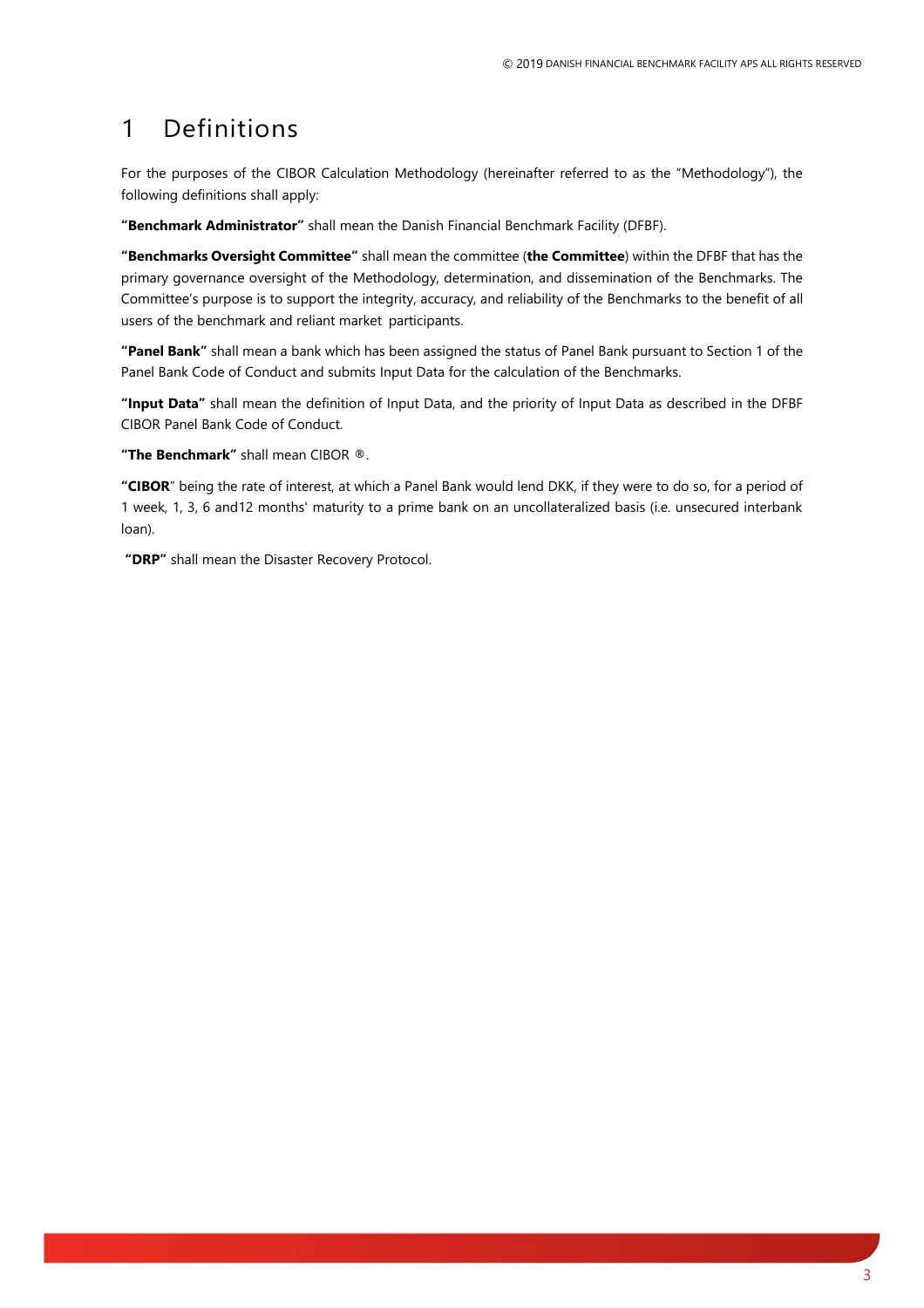# 1 Definitions

For the purposes of the CIBOR Calculation Methodology (hereinafter referred to as the "Methodology"), the following definitions shall apply:

**"Benchmark Administrator"** shall mean the Danish Financial Benchmark Facility (DFBF).

**"Benchmarks Oversight Committee"** shall mean the committee (**the Committee**) within the DFBF that has the primary governance oversight of the Methodology, determination, and dissemination of the Benchmarks. The Committee's purpose is to support the integrity, accuracy, and reliability of the Benchmarks to the benefit of all users of the benchmark and reliant market participants.

**"Panel Bank"** shall mean a bank which has been assigned the status of Panel Bank pursuant to Section 1 of the Panel Bank Code of Conduct and submits Input Data for the calculation of the Benchmarks.

**"Input Data"** shall mean the definition of Input Data, and the priority of Input Data as described in the DFBF CIBOR Panel Bank Code of Conduct.

**"The Benchmark"** shall mean CIBOR ®.

**"CIBOR"** being the rate of interest, at which a Panel Bank would lend DKK, if they were to do so, for a period of 1 week, 1, 3, 6 and12 months' maturity to a prime bank on an uncollateralized basis (i.e. unsecured interbank loan).

**"DRP"** shall mean the Disaster Recovery Protocol.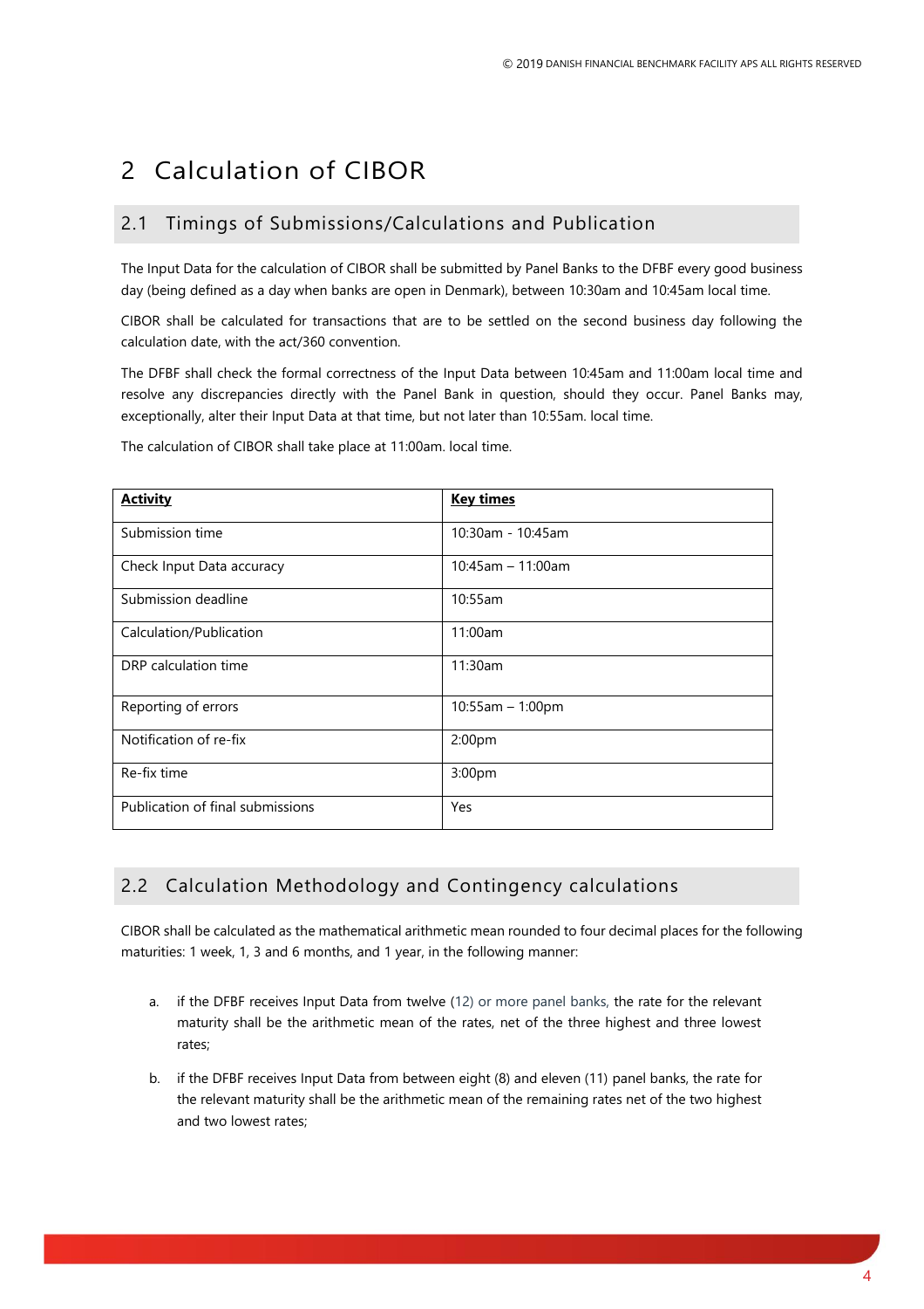# 2 Calculation of CIBOR

## 2.1 Timings of Submissions/Calculations and Publication

The Input Data for the calculation of CIBOR shall be submitted by Panel Banks to the DFBF every good business day (being defined as a day when banks are open in Denmark), between 10:30am and 10:45am local time.

CIBOR shall be calculated for transactions that are to be settled on the second business day following the calculation date, with the act/360 convention.

The DFBF shall check the formal correctness of the Input Data between 10:45am and 11:00am local time and resolve any discrepancies directly with the Panel Bank in question, should they occur. Panel Banks may, exceptionally, alter their Input Data at that time, but not later than 10:55am. local time.

The calculation of CIBOR shall take place at 11:00am. local time.

| **Activity** | **Key times** |
|---|---|
| Submission time | 10:30am - 10:45am |
| Check Input Data accuracy | 10:45am – 11:00am |
| Submission deadline | 10:55am |
| Calculation/Publication | 11:00am |
| DRP calculation time | 11:30am |
| Reporting of errors | 10:55am – 1:00pm |
| Notification of re-fix | 2:00pm |
| Re-fix time | 3:00pm |
| Publication of final submissions | Yes |

## 2.2 Calculation Methodology and Contingency calculations

CIBOR shall be calculated as the mathematical arithmetic mean rounded to four decimal places for the following maturities: 1 week, 1, 3 and 6 months, and 1 year, in the following manner:

a. if the DFBF receives Input Data from twelve (12) or more panel banks, the rate for the relevant maturity shall be the arithmetic mean of the rates, net of the three highest and three lowest rates;

b. if the DFBF receives Input Data from between eight (8) and eleven (11) panel banks, the rate for the relevant maturity shall be the arithmetic mean of the remaining rates net of the two highest and two lowest rates;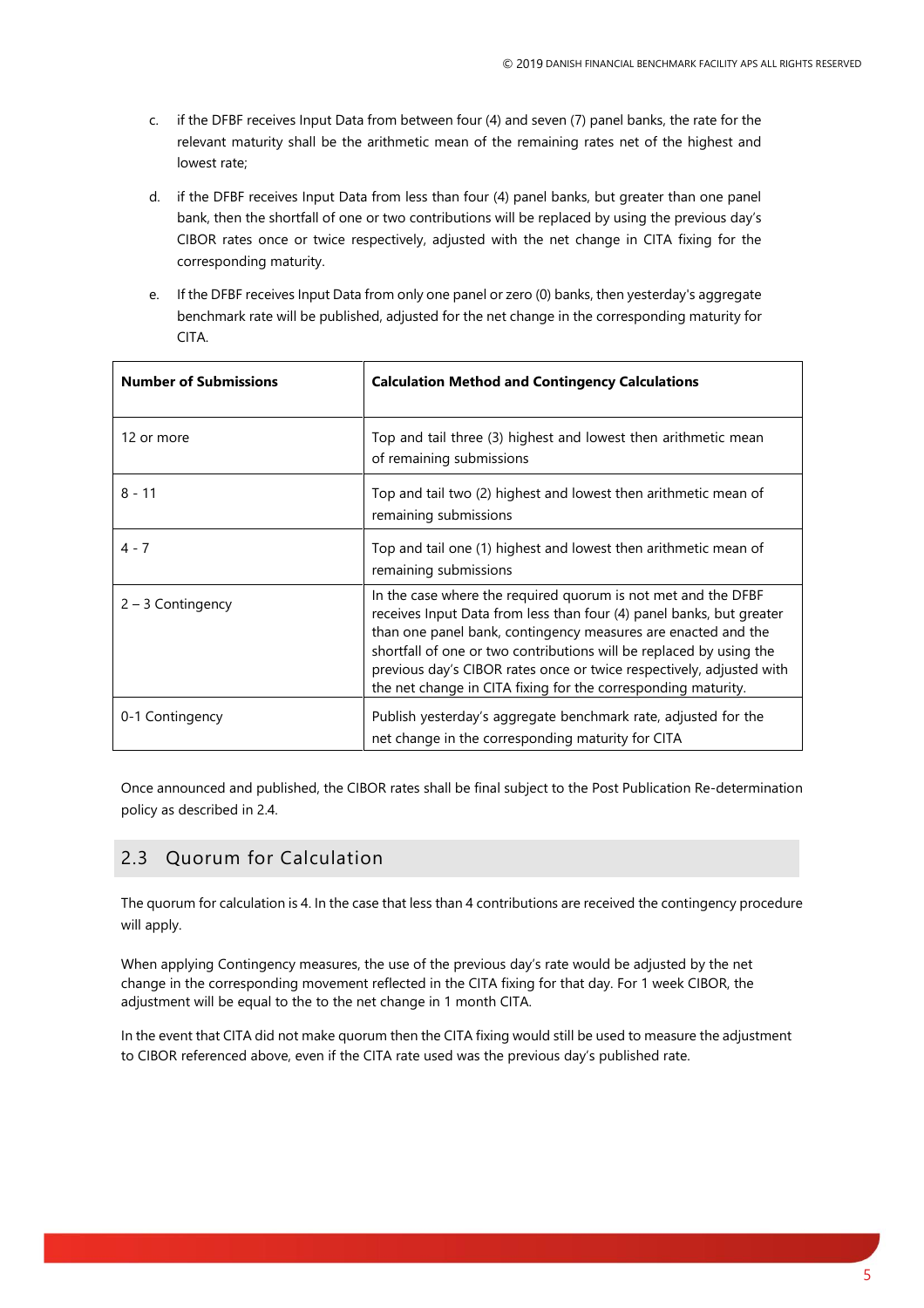c. if the DFBF receives Input Data from between four (4) and seven (7) panel banks, the rate for the relevant maturity shall be the arithmetic mean of the remaining rates net of the highest and lowest rate;

d. if the DFBF receives Input Data from less than four (4) panel banks, but greater than one panel bank, then the shortfall of one or two contributions will be replaced by using the previous day's CIBOR rates once or twice respectively, adjusted with the net change in CITA fixing for the corresponding maturity.

e. If the DFBF receives Input Data from only one panel or zero (0) banks, then yesterday's aggregate benchmark rate will be published, adjusted for the net change in the corresponding maturity for CITA.

| Number of Submissions | Calculation Method and Contingency Calculations |
|---|---|
| 12 or more | Top and tail three (3) highest and lowest then arithmetic mean of remaining submissions |
| 8 - 11 | Top and tail two (2) highest and lowest then arithmetic mean of remaining submissions |
| 4 - 7 | Top and tail one (1) highest and lowest then arithmetic mean of remaining submissions |
| 2 – 3 Contingency | In the case where the required quorum is not met and the DFBF receives Input Data from less than four (4) panel banks, but greater than one panel bank, contingency measures are enacted and the shortfall of one or two contributions will be replaced by using the previous day's CIBOR rates once or twice respectively, adjusted with the net change in CITA fixing for the corresponding maturity. |
| 0-1 Contingency | Publish yesterday's aggregate benchmark rate, adjusted for the net change in the corresponding maturity for CITA |

Once announced and published, the CIBOR rates shall be final subject to the Post Publication Re-determination policy as described in 2.4.

## 2.3 Quorum for Calculation

The quorum for calculation is 4. In the case that less than 4 contributions are received the contingency procedure will apply.

When applying Contingency measures, the use of the previous day's rate would be adjusted by the net change in the corresponding movement reflected in the CITA fixing for that day. For 1 week CIBOR, the adjustment will be equal to the to the net change in 1 month CITA.

In the event that CITA did not make quorum then the CITA fixing would still be used to measure the adjustment to CIBOR referenced above, even if the CITA rate used was the previous day's published rate.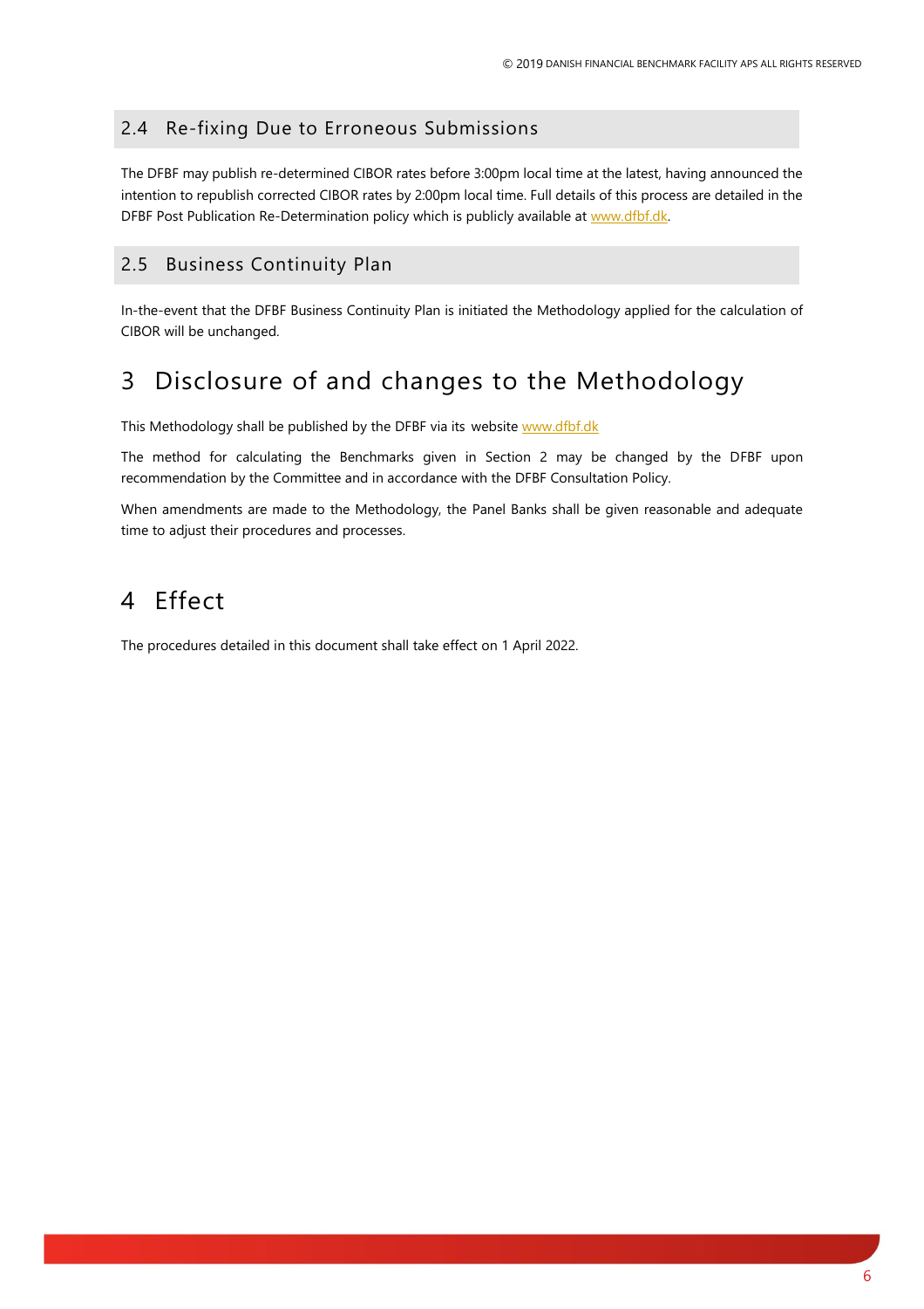### 2.4 Re-fixing Due to Erroneous Submissions

The DFBF may publish re-determined CIBOR rates before 3:00pm local time at the latest, having announced the intention to republish corrected CIBOR rates by 2:00pm local time. Full details of this process are detailed in the DFBF Post Publication Re-Determination policy which is publicly available at www.dfbf.dk.

### 2.5 Business Continuity Plan

In-the-event that the DFBF Business Continuity Plan is initiated the Methodology applied for the calculation of CIBOR will be unchanged.

# 3 Disclosure of and changes to the Methodology

This Methodology shall be published by the DFBF via its website www.dfbf.dk

The method for calculating the Benchmarks given in Section 2 may be changed by the DFBF upon recommendation by the Committee and in accordance with the DFBF Consultation Policy.

When amendments are made to the Methodology, the Panel Banks shall be given reasonable and adequate time to adjust their procedures and processes.

# 4 Effect

The procedures detailed in this document shall take effect on 1 April 2022.